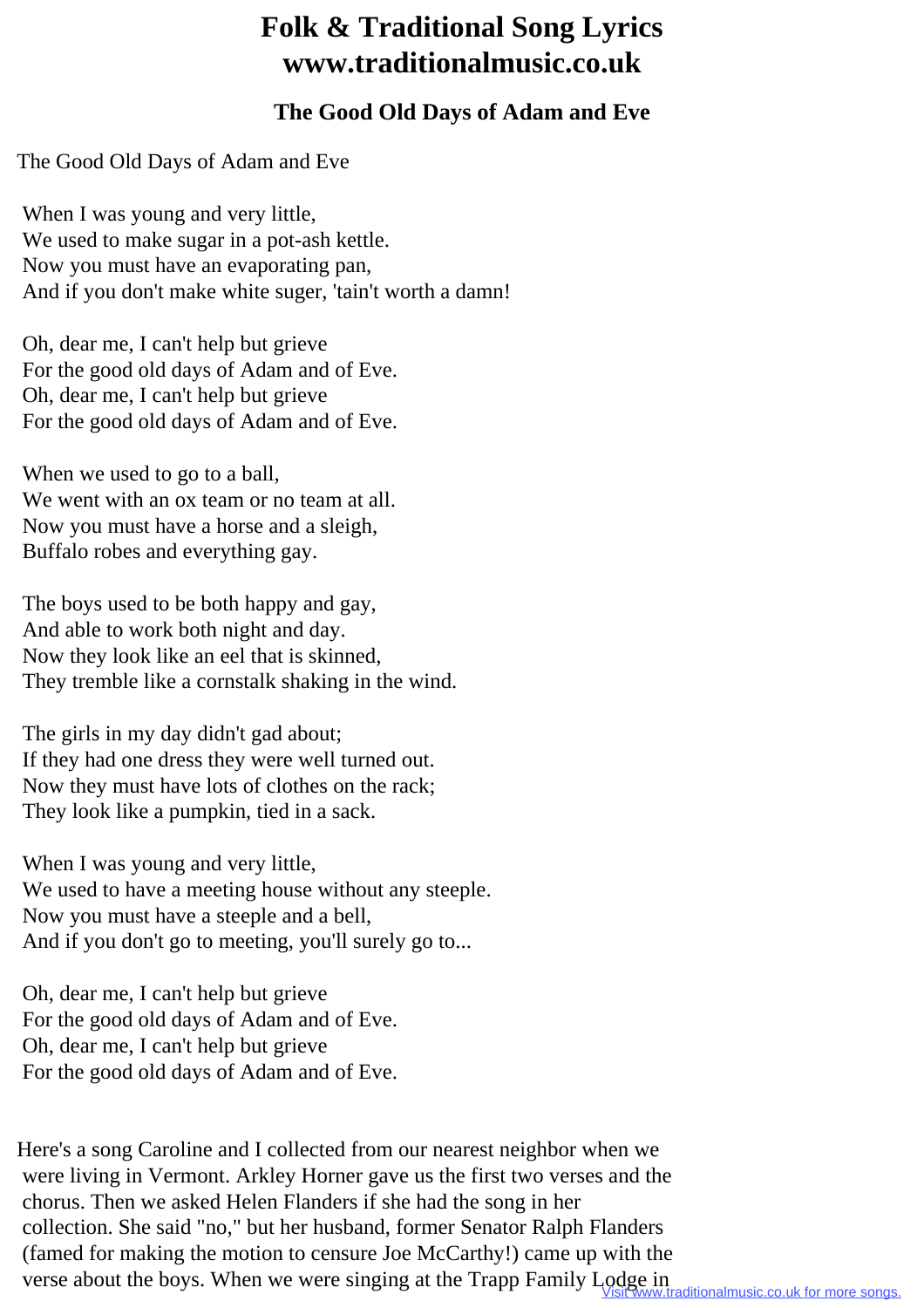# Folk & Traditional Song Lyrics
# www.traditionalmusic.co.uk

## The Good Old Days of Adam and Eve

The Good Old Days of Adam and Eve

When I was young and very little,
We used to make sugar in a pot-ash kettle.
Now you must have an evaporating pan,
And if you don't make white suger, 'tain't worth a damn!

Oh, dear me, I can't help but grieve
For the good old days of Adam and of Eve.
Oh, dear me, I can't help but grieve
For the good old days of Adam and of Eve.

When we used to go to a ball,
We went with an ox team or no team at all.
Now you must have a horse and a sleigh,
Buffalo robes and everything gay.

The boys used to be both happy and gay,
And able to work both night and day.
Now they look like an eel that is skinned,
They tremble like a cornstalk shaking in the wind.

The girls in my day didn't gad about;
If they had one dress they were well turned out.
Now they must have lots of clothes on the rack;
They look like a pumpkin, tied in a sack.

When I was young and very little,
We used to have a meeting house without any steeple.
Now you must have a steeple and a bell,
And if you don't go to meeting, you'll surely go to...

Oh, dear me, I can't help but grieve
For the good old days of Adam and of Eve.
Oh, dear me, I can't help but grieve
For the good old days of Adam and of Eve.

Here's a song Caroline and I collected from our nearest neighbor when we were living in Vermont. Arkley Horner gave us the first two verses and the chorus. Then we asked Helen Flanders if she had the song in her collection. She said "no," but her husband, former Senator Ralph Flanders (famed for making the motion to censure Joe McCarthy!) came up with the verse about the boys. When we were singing at the Trapp Family Lodge in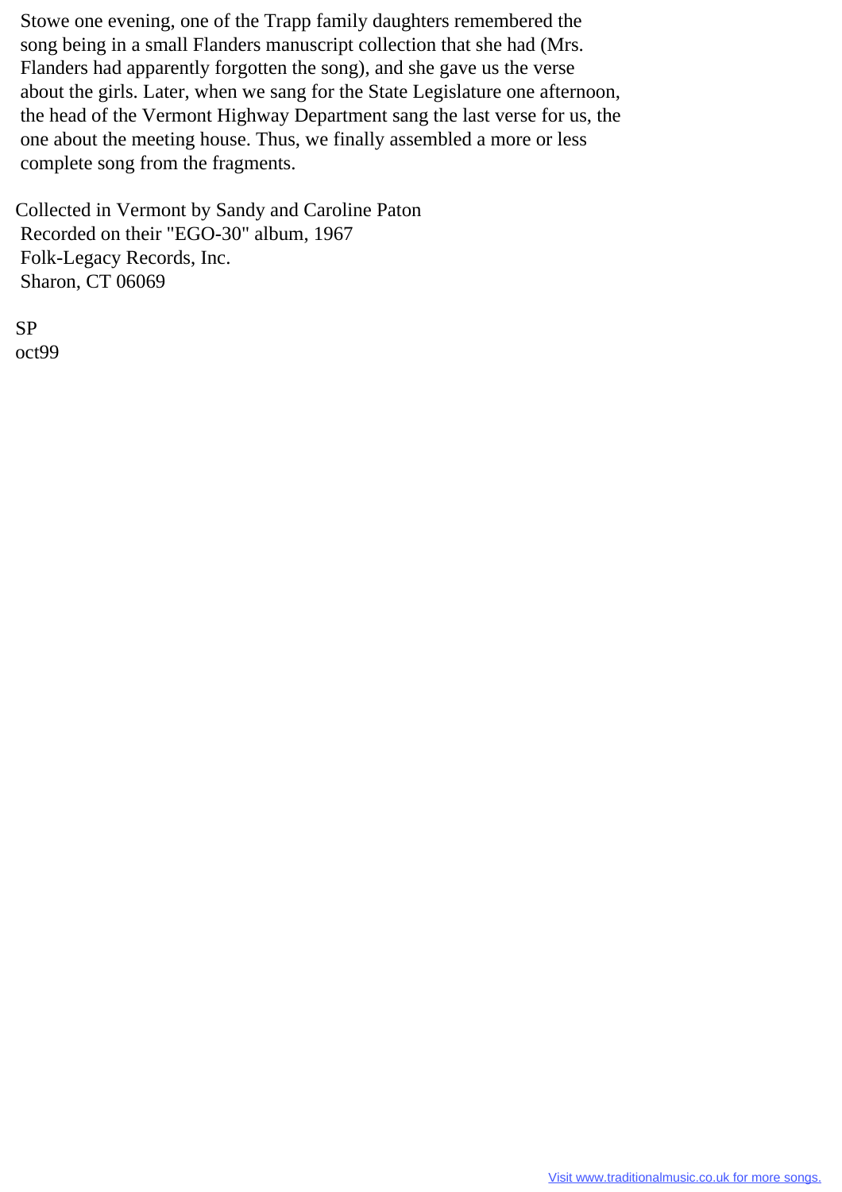Stowe one evening, one of the Trapp family daughters remembered the song being in a small Flanders manuscript collection that she had (Mrs. Flanders had apparently forgotten the song), and she gave us the verse about the girls. Later, when we sang for the State Legislature one afternoon, the head of the Vermont Highway Department sang the last verse for us, the one about the meeting house. Thus, we finally assembled a more or less complete song from the fragments.

Collected in Vermont by Sandy and Caroline Paton
Recorded on their "EGO-30" album, 1967
Folk-Legacy Records, Inc.
Sharon, CT 06069

SP
oct99

Visit www.traditionalmusic.co.uk for more songs.